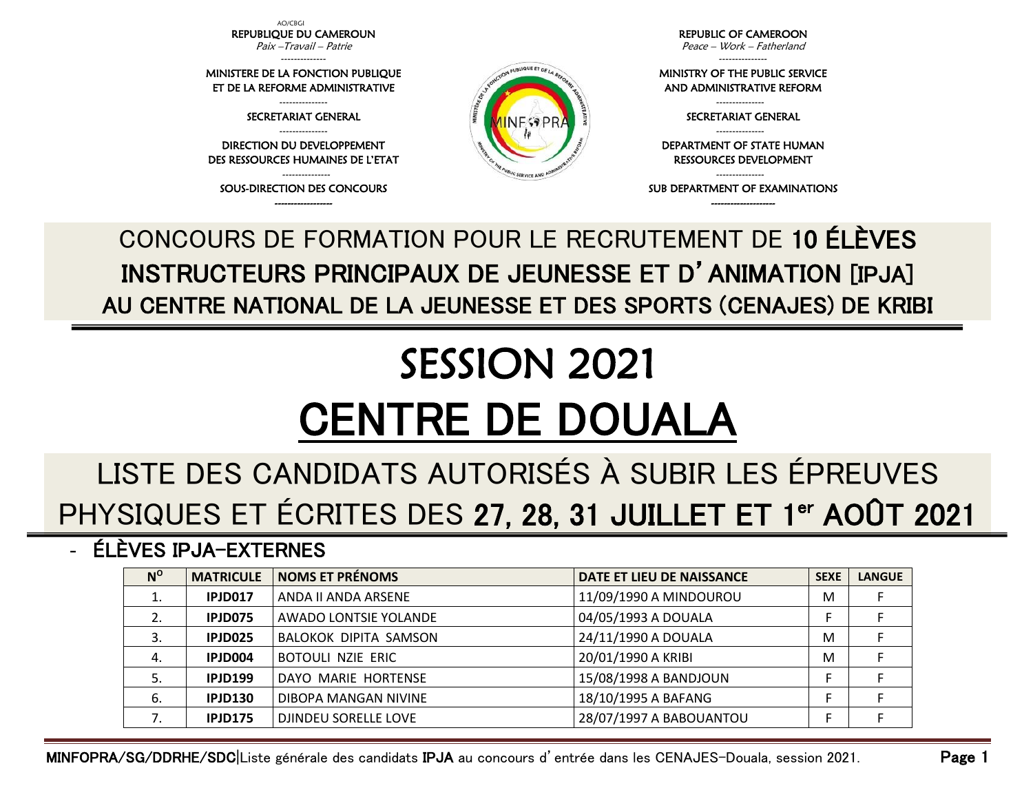AO/CBGI

**REPUBLIQUE DU CAMEROUN**
*Paix –Travail – Patrie*

MINISTERE DE LA FONCTION PUBLIQUE ET DE LA REFORME ADMINISTRATIVE

SECRETARIAT GENERAL

DIRECTION DU DEVELOPPEMENT DES RESSOURCES HUMAINES DE L'ETAT

SOUS-DIRECTION DES CONCOURS

**REPUBLIC OF CAMEROON**
*Peace – Work – Fatherland*

MINISTRY OF THE PUBLIC SERVICE AND ADMINISTRATIVE REFORM

SECRETARIAT GENERAL

DEPARTMENT OF STATE HUMAN RESSOURCES DEVELOPMENT

SUB DEPARTMENT OF EXAMINATIONS

## CONCOURS DE FORMATION POUR LE RECRUTEMENT DE **10 ÉLÈVES INSTRUCTEURS PRINCIPAUX DE JEUNESSE ET D'ANIMATION [IPJA] AU CENTRE NATIONAL DE LA JEUNESSE ET DES SPORTS (CENAJES) DE KRIBI**

# SESSION 2021

# CENTRE DE DOUALA

## LISTE DES CANDIDATS AUTORISÉS À SUBIR LES ÉPREUVES PHYSIQUES ET ÉCRITES DES **27, 28, 31 JUILLET ET 1er AOÛT 2021**

- **ÉLÈVES IPJA-EXTERNES**

| N° | MATRICULE | NOMS ET PRÉNOMS | DATE ET LIEU DE NAISSANCE | SEXE | LANGUE |
|---|---|---|---|---|---|
| 1. | **IPJD017** | ANDA II ANDA ARSENE | 11/09/1990 A MINDOUROU | M | F |
| 2. | **IPJD075** | AWADO LONTSIE YOLANDE | 04/05/1993 A DOUALA | F | F |
| 3. | **IPJD025** | BALOKOK DIPITA SAMSON | 24/11/1990 A DOUALA | M | F |
| 4. | **IPJD004** | BOTOULI NZIE ERIC | 20/01/1990 A KRIBI | M | F |
| 5. | **IPJD199** | DAYO MARIE HORTENSE | 15/08/1998 A BANDJOUN | F | F |
| 6. | **IPJD130** | DIBOPA MANGAN NIVINE | 18/10/1995 A BAFANG | F | F |
| 7. | **IPJD175** | DJINDEU SORELLE LOVE | 28/07/1997 A BABOUANTOU | F | F |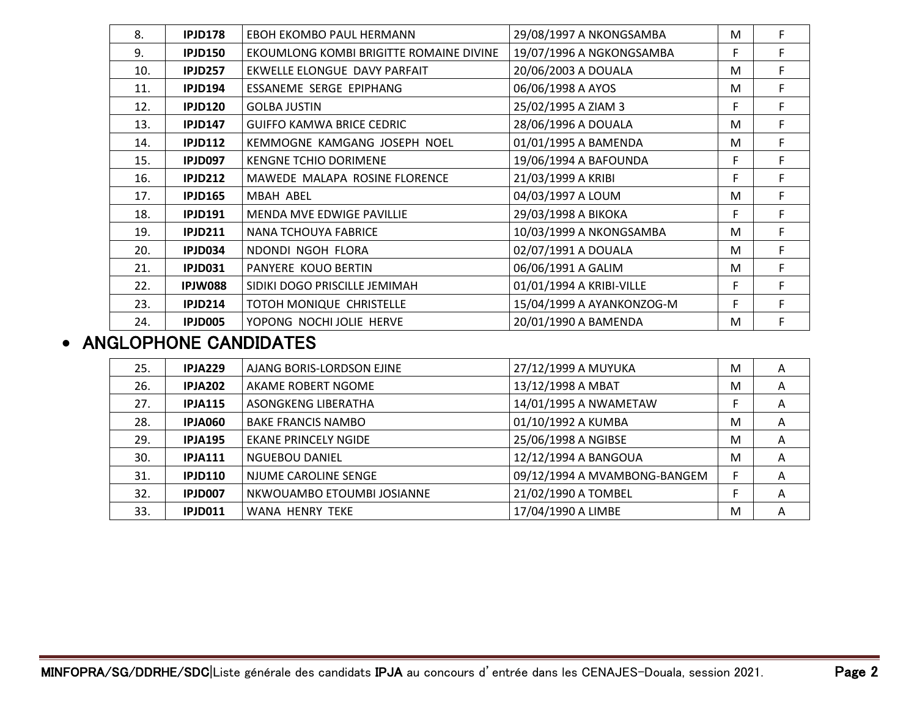| | | | | | |
|---|---|---|---|---|---|
| 8. | **IPJD178** | EBOH EKOMBO PAUL HERMANN | 29/08/1997 A NKONGSAMBA | M | F |
| 9. | **IPJD150** | EKOUMLONG KOMBI BRIGITTE ROMAINE DIVINE | 19/07/1996 A NGKONGSAMBA | F | F |
| 10. | **IPJD257** | EKWELLE ELONGUE DAVY PARFAIT | 20/06/2003 A DOUALA | M | F |
| 11. | **IPJD194** | ESSANEME SERGE EPIPHANG | 06/06/1998 A AYOS | M | F |
| 12. | **IPJD120** | GOLBA JUSTIN | 25/02/1995 A ZIAM 3 | F | F |
| 13. | **IPJD147** | GUIFFO KAMWA BRICE CEDRIC | 28/06/1996 A DOUALA | M | F |
| 14. | **IPJD112** | KEMMOGNE KAMGANG JOSEPH NOEL | 01/01/1995 A BAMENDA | M | F |
| 15. | **IPJD097** | KENGNE TCHIO DORIMENE | 19/06/1994 A BAFOUNDA | F | F |
| 16. | **IPJD212** | MAWEDE MALAPA ROSINE FLORENCE | 21/03/1999 A KRIBI | F | F |
| 17. | **IPJD165** | MBAH ABEL | 04/03/1997 A LOUM | M | F |
| 18. | **IPJD191** | MENDA MVE EDWIGE PAVILLIE | 29/03/1998 A BIKOKA | F | F |
| 19. | **IPJD211** | NANA TCHOUYA FABRICE | 10/03/1999 A NKONGSAMBA | M | F |
| 20. | **IPJD034** | NDONDI NGOH FLORA | 02/07/1991 A DOUALA | M | F |
| 21. | **IPJD031** | PANYERE KOUO BERTIN | 06/06/1991 A GALIM | M | F |
| 22. | **IPJW088** | SIDIKI DOGO PRISCILLE JEMIMAH | 01/01/1994 A KRIBI-VILLE | F | F |
| 23. | **IPJD214** | TOTOH MONIQUE CHRISTELLE | 15/04/1999 A AYANKONZOG-M | F | F |
| 24. | **IPJD005** | YOPONG NOCHI JOLIE HERVE | 20/01/1990 A BAMENDA | M | F |

- **ANGLOPHONE CANDIDATES**

| | | | | | |
|---|---|---|---|---|---|
| 25. | **IPJA229** | AJANG BORIS-LORDSON EJINE | 27/12/1999 A MUYUKA | M | A |
| 26. | **IPJA202** | AKAME ROBERT NGOME | 13/12/1998 A MBAT | M | A |
| 27. | **IPJA115** | ASONGKENG LIBERATHA | 14/01/1995 A NWAMETAW | F | A |
| 28. | **IPJA060** | BAKE FRANCIS NAMBO | 01/10/1992 A KUMBA | M | A |
| 29. | **IPJA195** | EKANE PRINCELY NGIDE | 25/06/1998 A NGIBSE | M | A |
| 30. | **IPJA111** | NGUEBOU DANIEL | 12/12/1994 A BANGOUA | M | A |
| 31. | **IPJD110** | NJUME CAROLINE SENGE | 09/12/1994 A MVAMBONG-BANGEM | F | A |
| 32. | **IPJD007** | NKWOUAMBO ETOUMBI JOSIANNE | 21/02/1990 A TOMBEL | F | A |
| 33. | **IPJD011** | WANA HENRY TEKE | 17/04/1990 A LIMBE | M | A |